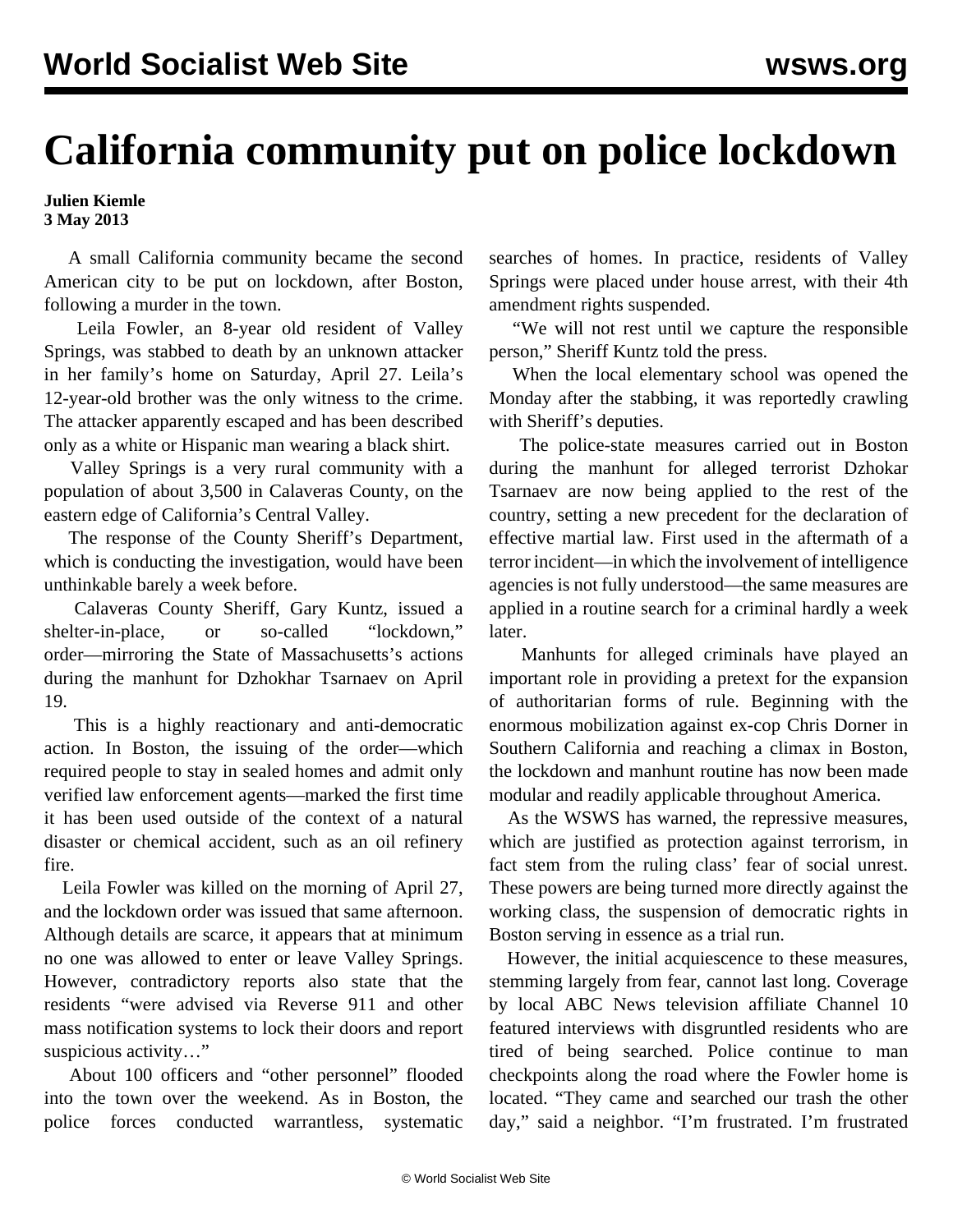# California community put on police lockdown

**Julien Kiemle**
**3 May 2013**

A small California community became the second American city to be put on lockdown, after Boston, following a murder in the town.

Leila Fowler, an 8-year old resident of Valley Springs, was stabbed to death by an unknown attacker in her family's home on Saturday, April 27. Leila's 12-year-old brother was the only witness to the crime. The attacker apparently escaped and has been described only as a white or Hispanic man wearing a black shirt.

Valley Springs is a very rural community with a population of about 3,500 in Calaveras County, on the eastern edge of California's Central Valley.

The response of the County Sheriff's Department, which is conducting the investigation, would have been unthinkable barely a week before.

Calaveras County Sheriff, Gary Kuntz, issued a shelter-in-place, or so-called "lockdown," order—mirroring the State of Massachusetts's actions during the manhunt for Dzhokhar Tsarnaev on April 19.

This is a highly reactionary and anti-democratic action. In Boston, the issuing of the order—which required people to stay in sealed homes and admit only verified law enforcement agents—marked the first time it has been used outside of the context of a natural disaster or chemical accident, such as an oil refinery fire.

Leila Fowler was killed on the morning of April 27, and the lockdown order was issued that same afternoon. Although details are scarce, it appears that at minimum no one was allowed to enter or leave Valley Springs. However, contradictory reports also state that the residents "were advised via Reverse 911 and other mass notification systems to lock their doors and report suspicious activity…"

About 100 officers and "other personnel" flooded into the town over the weekend. As in Boston, the police forces conducted warrantless, systematic searches of homes. In practice, residents of Valley Springs were placed under house arrest, with their 4th amendment rights suspended.

"We will not rest until we capture the responsible person," Sheriff Kuntz told the press.

When the local elementary school was opened the Monday after the stabbing, it was reportedly crawling with Sheriff's deputies.

The police-state measures carried out in Boston during the manhunt for alleged terrorist Dzhokar Tsarnaev are now being applied to the rest of the country, setting a new precedent for the declaration of effective martial law. First used in the aftermath of a terror incident—in which the involvement of intelligence agencies is not fully understood—the same measures are applied in a routine search for a criminal hardly a week later.

Manhunts for alleged criminals have played an important role in providing a pretext for the expansion of authoritarian forms of rule. Beginning with the enormous mobilization against ex-cop Chris Dorner in Southern California and reaching a climax in Boston, the lockdown and manhunt routine has now been made modular and readily applicable throughout America.

As the WSWS has warned, the repressive measures, which are justified as protection against terrorism, in fact stem from the ruling class' fear of social unrest. These powers are being turned more directly against the working class, the suspension of democratic rights in Boston serving in essence as a trial run.

However, the initial acquiescence to these measures, stemming largely from fear, cannot last long. Coverage by local ABC News television affiliate Channel 10 featured interviews with disgruntled residents who are tired of being searched. Police continue to man checkpoints along the road where the Fowler home is located. "They came and searched our trash the other day," said a neighbor. "I'm frustrated. I'm frustrated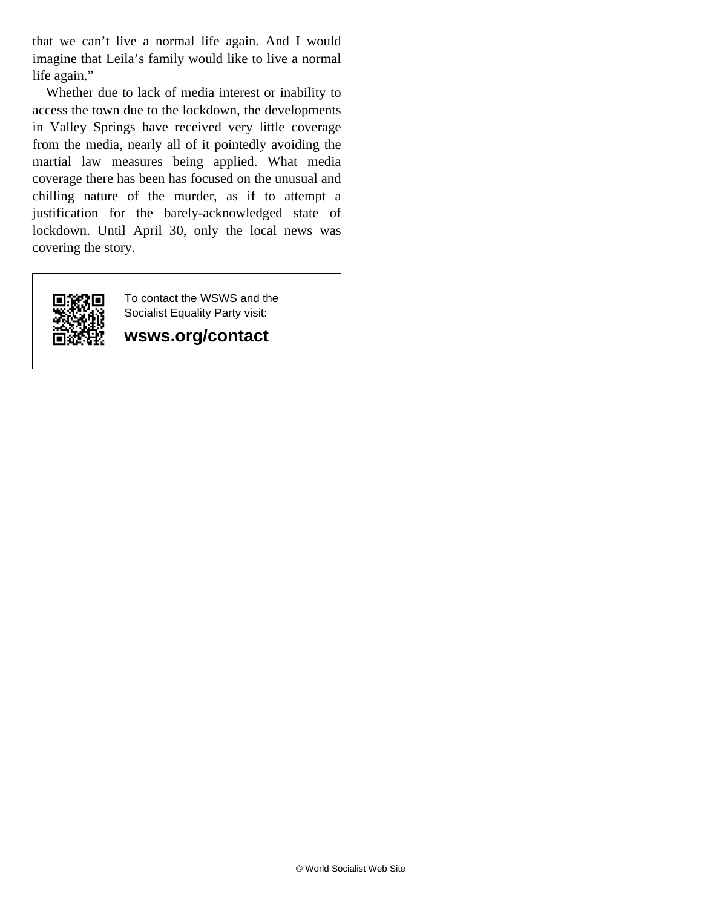that we can’t live a normal life again. And I would imagine that Leila’s family would like to live a normal life again.”

Whether due to lack of media interest or inability to access the town due to the lockdown, the developments in Valley Springs have received very little coverage from the media, nearly all of it pointedly avoiding the martial law measures being applied. What media coverage there has been has focused on the unusual and chilling nature of the murder, as if to attempt a justification for the barely-acknowledged state of lockdown. Until April 30, only the local news was covering the story.

To contact the WSWS and the Socialist Equality Party visit:

**wsws.org/contact**